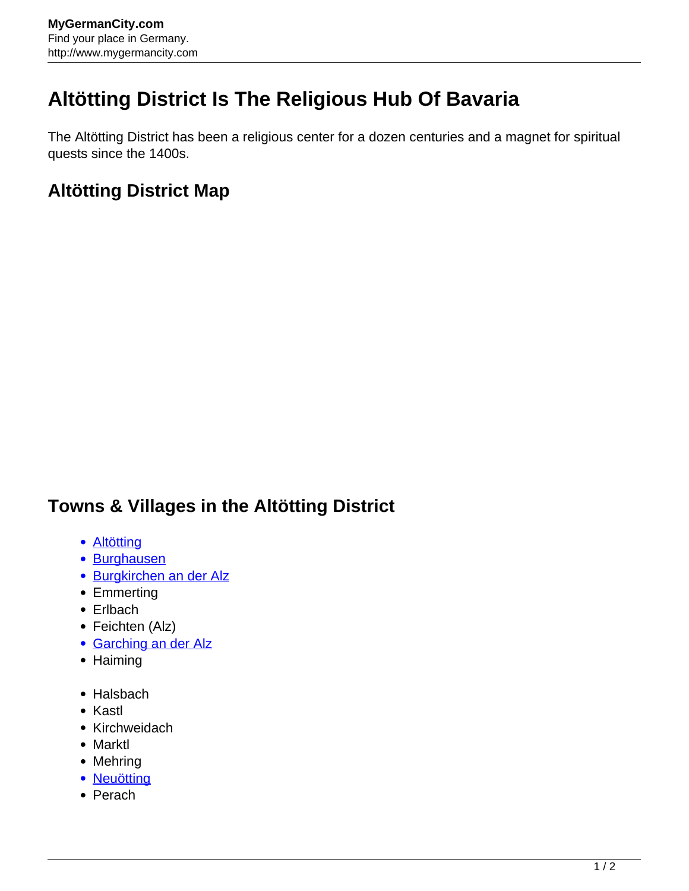# Altötting District Is The Religious Hub Of Bavaria

The Altötting District has been a religious center for a dozen centuries and a magnet for spiritual quests since the 1400s.

## Altötting District Map

## Towns & Villages in the Altötting District

- Altötting
- Burghausen
- Burgkirchen an der Alz
- Emmerting
- Erlbach
- Feichten (Alz)
- Garching an der Alz
- Haiming

- Halsbach
- Kastl
- Kirchweidach
- Marktl
- Mehring
- Neuötting
- Perach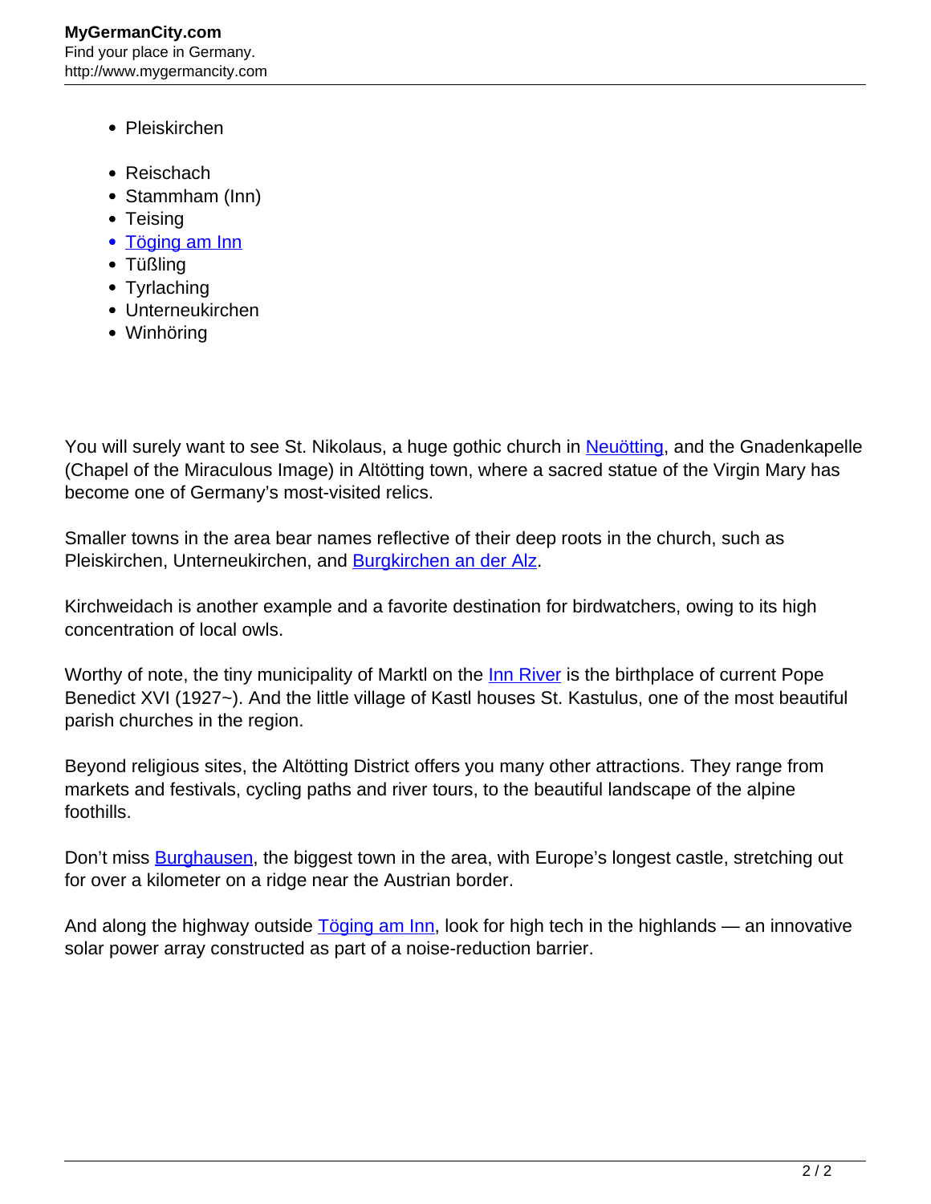- Pleiskirchen

- Reischach
- Stammham (Inn)
- Teising
- [Töging am Inn]()
- Tüßling
- Tyrlaching
- Unterneukirchen
- Winhöring

You will surely want to see St. Nikolaus, a huge gothic church in [Neuötting](), and the Gnadenkapelle (Chapel of the Miraculous Image) in Altötting town, where a sacred statue of the Virgin Mary has become one of Germany's most-visited relics.

Smaller towns in the area bear names reflective of their deep roots in the church, such as Pleiskirchen, Unterneukirchen, and [Burgkirchen an der Alz]().

Kirchweidach is another example and a favorite destination for birdwatchers, owing to its high concentration of local owls.

Worthy of note, the tiny municipality of Marktl on the [Inn River]() is the birthplace of current Pope Benedict XVI (1927~). And the little village of Kastl houses St. Kastulus, one of the most beautiful parish churches in the region.

Beyond religious sites, the Altötting District offers you many other attractions. They range from markets and festivals, cycling paths and river tours, to the beautiful landscape of the alpine foothills.

Don't miss [Burghausen](), the biggest town in the area, with Europe's longest castle, stretching out for over a kilometer on a ridge near the Austrian border.

And along the highway outside [Töging am Inn](), look for high tech in the highlands — an innovative solar power array constructed as part of a noise-reduction barrier.